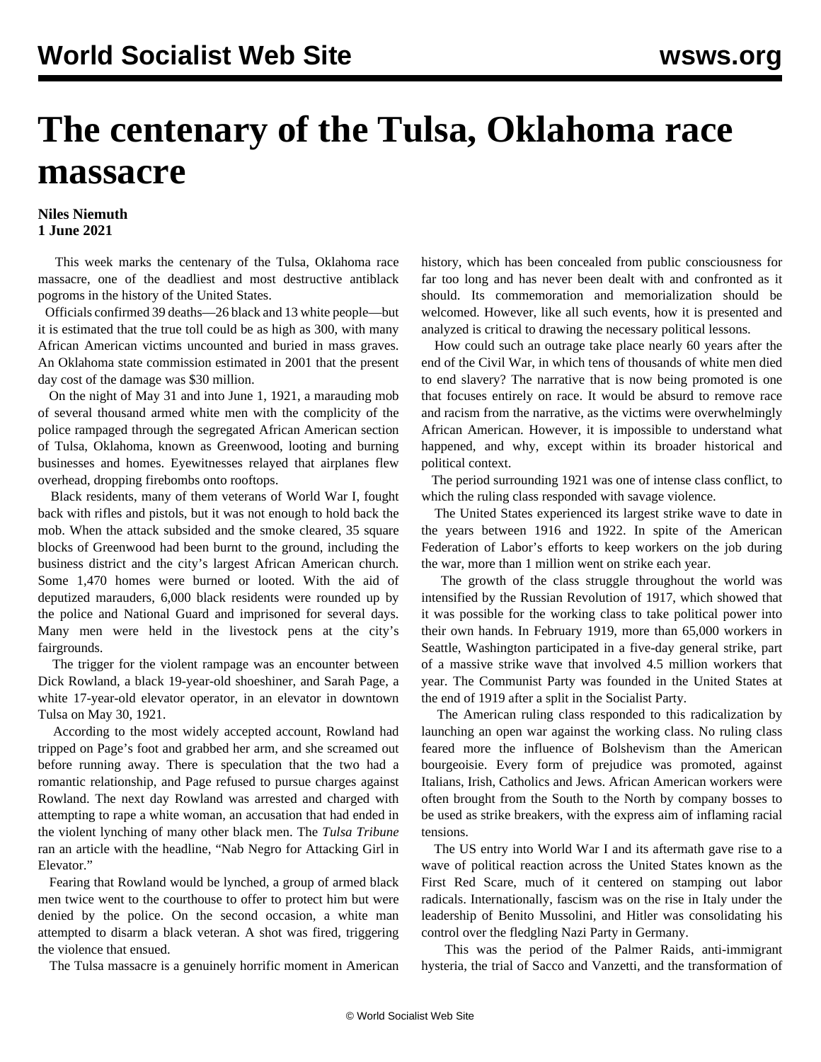# The centenary of the Tulsa, Oklahoma race massacre

**Niles Niemuth**
**1 June 2021**

This week marks the centenary of the Tulsa, Oklahoma race massacre, one of the deadliest and most destructive antiblack pogroms in the history of the United States.

Officials confirmed 39 deaths—26 black and 13 white people—but it is estimated that the true toll could be as high as 300, with many African American victims uncounted and buried in mass graves. An Oklahoma state commission estimated in 2001 that the present day cost of the damage was $30 million.

On the night of May 31 and into June 1, 1921, a marauding mob of several thousand armed white men with the complicity of the police rampaged through the segregated African American section of Tulsa, Oklahoma, known as Greenwood, looting and burning businesses and homes. Eyewitnesses relayed that airplanes flew overhead, dropping firebombs onto rooftops.

Black residents, many of them veterans of World War I, fought back with rifles and pistols, but it was not enough to hold back the mob. When the attack subsided and the smoke cleared, 35 square blocks of Greenwood had been burnt to the ground, including the business district and the city's largest African American church. Some 1,470 homes were burned or looted. With the aid of deputized marauders, 6,000 black residents were rounded up by the police and National Guard and imprisoned for several days. Many men were held in the livestock pens at the city's fairgrounds.

The trigger for the violent rampage was an encounter between Dick Rowland, a black 19-year-old shoeshiner, and Sarah Page, a white 17-year-old elevator operator, in an elevator in downtown Tulsa on May 30, 1921.

According to the most widely accepted account, Rowland had tripped on Page's foot and grabbed her arm, and she screamed out before running away. There is speculation that the two had a romantic relationship, and Page refused to pursue charges against Rowland. The next day Rowland was arrested and charged with attempting to rape a white woman, an accusation that had ended in the violent lynching of many other black men. The *Tulsa Tribune* ran an article with the headline, "Nab Negro for Attacking Girl in Elevator."

Fearing that Rowland would be lynched, a group of armed black men twice went to the courthouse to offer to protect him but were denied by the police. On the second occasion, a white man attempted to disarm a black veteran. A shot was fired, triggering the violence that ensued.

The Tulsa massacre is a genuinely horrific moment in American history, which has been concealed from public consciousness for far too long and has never been dealt with and confronted as it should. Its commemoration and memorialization should be welcomed. However, like all such events, how it is presented and analyzed is critical to drawing the necessary political lessons.

How could such an outrage take place nearly 60 years after the end of the Civil War, in which tens of thousands of white men died to end slavery? The narrative that is now being promoted is one that focuses entirely on race. It would be absurd to remove race and racism from the narrative, as the victims were overwhelmingly African American. However, it is impossible to understand what happened, and why, except within its broader historical and political context.

The period surrounding 1921 was one of intense class conflict, to which the ruling class responded with savage violence.

The United States experienced its largest strike wave to date in the years between 1916 and 1922. In spite of the American Federation of Labor's efforts to keep workers on the job during the war, more than 1 million went on strike each year.

The growth of the class struggle throughout the world was intensified by the Russian Revolution of 1917, which showed that it was possible for the working class to take political power into their own hands. In February 1919, more than 65,000 workers in Seattle, Washington participated in a five-day general strike, part of a massive strike wave that involved 4.5 million workers that year. The Communist Party was founded in the United States at the end of 1919 after a split in the Socialist Party.

The American ruling class responded to this radicalization by launching an open war against the working class. No ruling class feared more the influence of Bolshevism than the American bourgeoisie. Every form of prejudice was promoted, against Italians, Irish, Catholics and Jews. African American workers were often brought from the South to the North by company bosses to be used as strike breakers, with the express aim of inflaming racial tensions.

The US entry into World War I and its aftermath gave rise to a wave of political reaction across the United States known as the First Red Scare, much of it centered on stamping out labor radicals. Internationally, fascism was on the rise in Italy under the leadership of Benito Mussolini, and Hitler was consolidating his control over the fledgling Nazi Party in Germany.

This was the period of the Palmer Raids, anti-immigrant hysteria, the trial of Sacco and Vanzetti, and the transformation of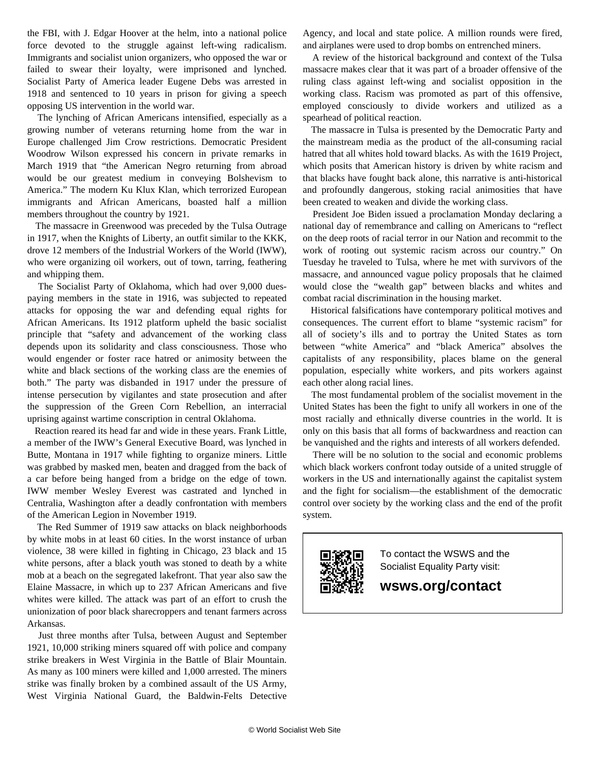the FBI, with J. Edgar Hoover at the helm, into a national police force devoted to the struggle against left-wing radicalism. Immigrants and socialist union organizers, who opposed the war or failed to swear their loyalty, were imprisoned and lynched. Socialist Party of America leader Eugene Debs was arrested in 1918 and sentenced to 10 years in prison for giving a speech opposing US intervention in the world war.

The lynching of African Americans intensified, especially as a growing number of veterans returning home from the war in Europe challenged Jim Crow restrictions. Democratic President Woodrow Wilson expressed his concern in private remarks in March 1919 that "the American Negro returning from abroad would be our greatest medium in conveying Bolshevism to America." The modern Ku Klux Klan, which terrorized European immigrants and African Americans, boasted half a million members throughout the country by 1921.

The massacre in Greenwood was preceded by the Tulsa Outrage in 1917, when the Knights of Liberty, an outfit similar to the KKK, drove 12 members of the Industrial Workers of the World (IWW), who were organizing oil workers, out of town, tarring, feathering and whipping them.

The Socialist Party of Oklahoma, which had over 9,000 dues-paying members in the state in 1916, was subjected to repeated attacks for opposing the war and defending equal rights for African Americans. Its 1912 platform upheld the basic socialist principle that "safety and advancement of the working class depends upon its solidarity and class consciousness. Those who would engender or foster race hatred or animosity between the white and black sections of the working class are the enemies of both." The party was disbanded in 1917 under the pressure of intense persecution by vigilantes and state prosecution and after the suppression of the Green Corn Rebellion, an interracial uprising against wartime conscription in central Oklahoma.

Reaction reared its head far and wide in these years. Frank Little, a member of the IWW's General Executive Board, was lynched in Butte, Montana in 1917 while fighting to organize miners. Little was grabbed by masked men, beaten and dragged from the back of a car before being hanged from a bridge on the edge of town. IWW member Wesley Everest was castrated and lynched in Centralia, Washington after a deadly confrontation with members of the American Legion in November 1919.

The Red Summer of 1919 saw attacks on black neighborhoods by white mobs in at least 60 cities. In the worst instance of urban violence, 38 were killed in fighting in Chicago, 23 black and 15 white persons, after a black youth was stoned to death by a white mob at a beach on the segregated lakefront. That year also saw the Elaine Massacre, in which up to 237 African Americans and five whites were killed. The attack was part of an effort to crush the unionization of poor black sharecroppers and tenant farmers across Arkansas.

Just three months after Tulsa, between August and September 1921, 10,000 striking miners squared off with police and company strike breakers in West Virginia in the Battle of Blair Mountain. As many as 100 miners were killed and 1,000 arrested. The miners strike was finally broken by a combined assault of the US Army, West Virginia National Guard, the Baldwin-Felts Detective Agency, and local and state police. A million rounds were fired, and airplanes were used to drop bombs on entrenched miners.

A review of the historical background and context of the Tulsa massacre makes clear that it was part of a broader offensive of the ruling class against left-wing and socialist opposition in the working class. Racism was promoted as part of this offensive, employed consciously to divide workers and utilized as a spearhead of political reaction.

The massacre in Tulsa is presented by the Democratic Party and the mainstream media as the product of the all-consuming racial hatred that all whites hold toward blacks. As with the 1619 Project, which posits that American history is driven by white racism and that blacks have fought back alone, this narrative is anti-historical and profoundly dangerous, stoking racial animosities that have been created to weaken and divide the working class.

President Joe Biden issued a proclamation Monday declaring a national day of remembrance and calling on Americans to "reflect on the deep roots of racial terror in our Nation and recommit to the work of rooting out systemic racism across our country." On Tuesday he traveled to Tulsa, where he met with survivors of the massacre, and announced vague policy proposals that he claimed would close the "wealth gap" between blacks and whites and combat racial discrimination in the housing market.

Historical falsifications have contemporary political motives and consequences. The current effort to blame "systemic racism" for all of society's ills and to portray the United States as torn between "white America" and "black America" absolves the capitalists of any responsibility, places blame on the general population, especially white workers, and pits workers against each other along racial lines.

The most fundamental problem of the socialist movement in the United States has been the fight to unify all workers in one of the most racially and ethnically diverse countries in the world. It is only on this basis that all forms of backwardness and reaction can be vanquished and the rights and interests of all workers defended.

There will be no solution to the social and economic problems which black workers confront today outside of a united struggle of workers in the US and internationally against the capitalist system and the fight for socialism—the establishment of the democratic control over society by the working class and the end of the profit system.

To contact the WSWS and the Socialist Equality Party visit:

**wsws.org/contact**